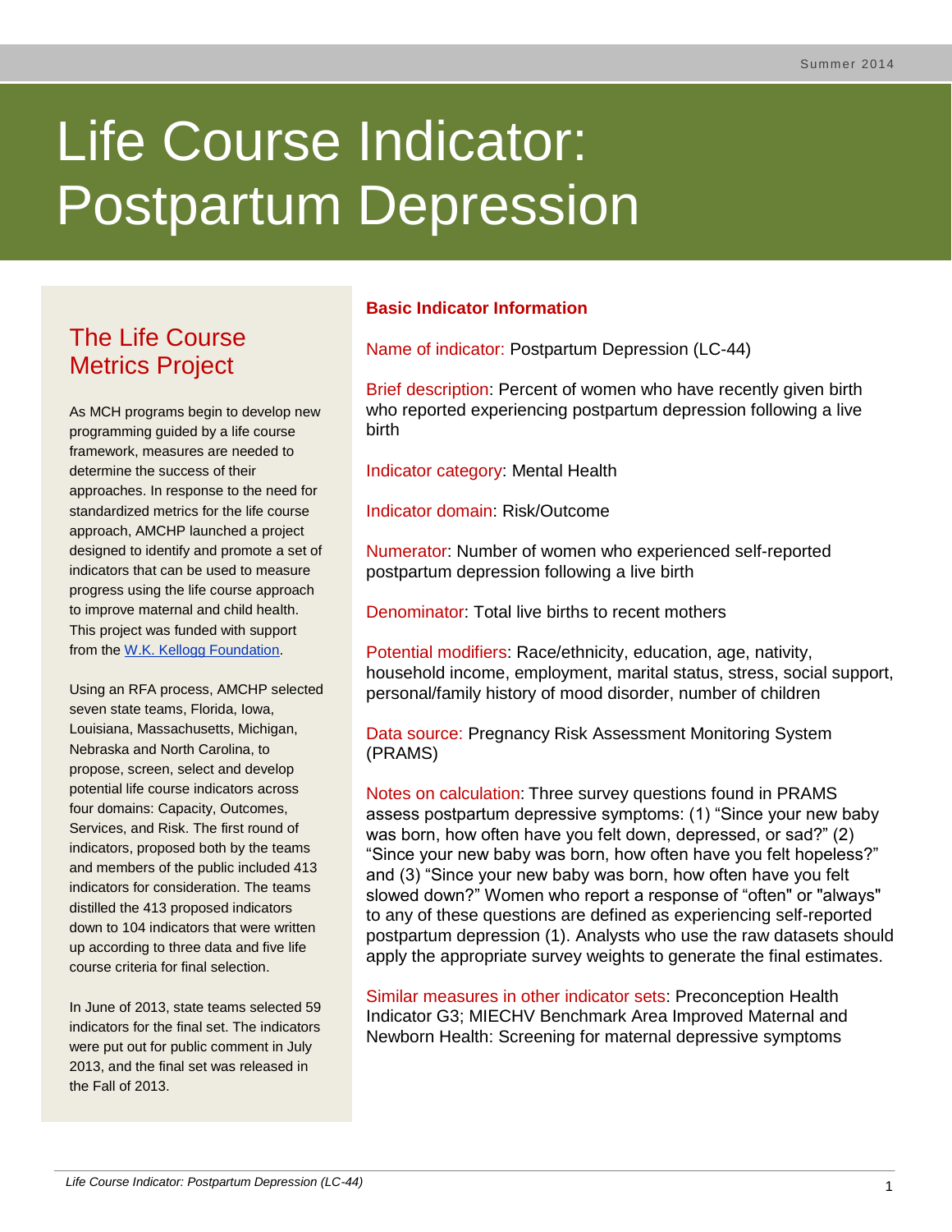# Life Course Indicator: Postpartum Depression

## The Life Course Metrics Project

As MCH programs begin to develop new programming guided by a life course framework, measures are needed to determine the success of their approaches. In response to the need for standardized metrics for the life course approach, AMCHP launched a project designed to identify and promote a set of indicators that can be used to measure progress using the life course approach to improve maternal and child health. This project was funded with support from the W.K. Kellogg Foundation.

Using an RFA process, AMCHP selected seven state teams, Florida, Iowa, Louisiana, Massachusetts, Michigan, Nebraska and North Carolina, to propose, screen, select and develop potential life course indicators across four domains: Capacity, Outcomes, Services, and Risk. The first round of indicators, proposed both by the teams and members of the public included 413 indicators for consideration. The teams distilled the 413 proposed indicators down to 104 indicators that were written up according to three data and five life course criteria for final selection.

In June of 2013, state teams selected 59 indicators for the final set. The indicators were put out for public comment in July 2013, and the final set was released in the Fall of 2013.

## Basic Indicator Information

Name of indicator: Postpartum Depression (LC-44)

Brief description: Percent of women who have recently given birth who reported experiencing postpartum depression following a live birth

Indicator category: Mental Health

Indicator domain: Risk/Outcome

Numerator: Number of women who experienced self-reported postpartum depression following a live birth

Denominator: Total live births to recent mothers

Potential modifiers: Race/ethnicity, education, age, nativity, household income, employment, marital status, stress, social support, personal/family history of mood disorder, number of children

Data source: Pregnancy Risk Assessment Monitoring System (PRAMS)

Notes on calculation: Three survey questions found in PRAMS assess postpartum depressive symptoms: (1) "Since your new baby was born, how often have you felt down, depressed, or sad?" (2) "Since your new baby was born, how often have you felt hopeless?" and (3) "Since your new baby was born, how often have you felt slowed down?" Women who report a response of "often" or "always" to any of these questions are defined as experiencing self-reported postpartum depression (1). Analysts who use the raw datasets should apply the appropriate survey weights to generate the final estimates.

Similar measures in other indicator sets: Preconception Health Indicator G3; MIECHV Benchmark Area Improved Maternal and Newborn Health: Screening for maternal depressive symptoms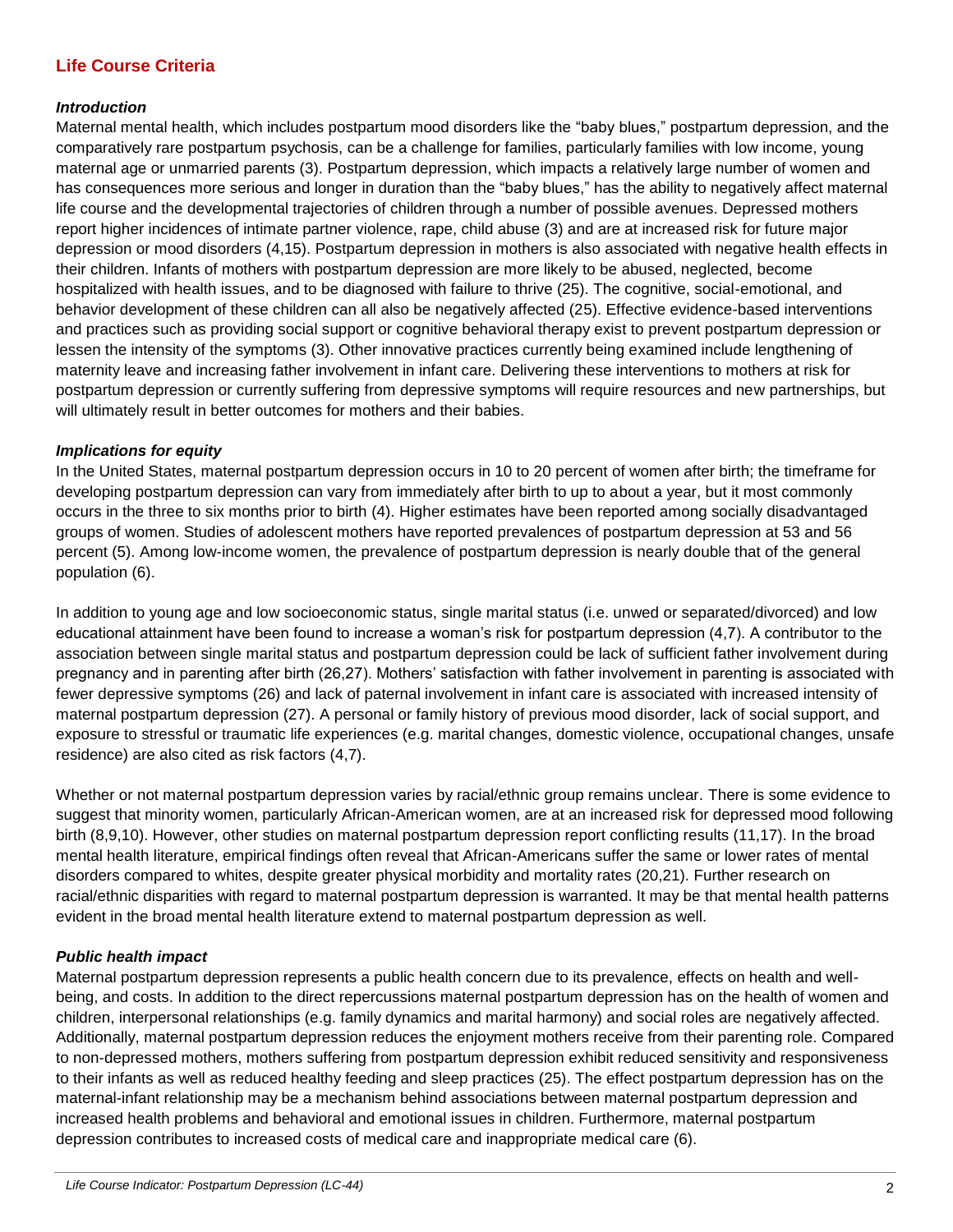## Life Course Criteria

### *Introduction*

Maternal mental health, which includes postpartum mood disorders like the "baby blues," postpartum depression, and the comparatively rare postpartum psychosis, can be a challenge for families, particularly families with low income, young maternal age or unmarried parents (3). Postpartum depression, which impacts a relatively large number of women and has consequences more serious and longer in duration than the "baby blues," has the ability to negatively affect maternal life course and the developmental trajectories of children through a number of possible avenues. Depressed mothers report higher incidences of intimate partner violence, rape, child abuse (3) and are at increased risk for future major depression or mood disorders (4,15). Postpartum depression in mothers is also associated with negative health effects in their children. Infants of mothers with postpartum depression are more likely to be abused, neglected, become hospitalized with health issues, and to be diagnosed with failure to thrive (25). The cognitive, social-emotional, and behavior development of these children can all also be negatively affected (25). Effective evidence-based interventions and practices such as providing social support or cognitive behavioral therapy exist to prevent postpartum depression or lessen the intensity of the symptoms (3). Other innovative practices currently being examined include lengthening of maternity leave and increasing father involvement in infant care. Delivering these interventions to mothers at risk for postpartum depression or currently suffering from depressive symptoms will require resources and new partnerships, but will ultimately result in better outcomes for mothers and their babies.

### *Implications for equity*

In the United States, maternal postpartum depression occurs in 10 to 20 percent of women after birth; the timeframe for developing postpartum depression can vary from immediately after birth to up to about a year, but it most commonly occurs in the three to six months prior to birth (4). Higher estimates have been reported among socially disadvantaged groups of women. Studies of adolescent mothers have reported prevalences of postpartum depression at 53 and 56 percent (5). Among low-income women, the prevalence of postpartum depression is nearly double that of the general population (6).

In addition to young age and low socioeconomic status, single marital status (i.e. unwed or separated/divorced) and low educational attainment have been found to increase a woman's risk for postpartum depression (4,7). A contributor to the association between single marital status and postpartum depression could be lack of sufficient father involvement during pregnancy and in parenting after birth (26,27). Mothers' satisfaction with father involvement in parenting is associated with fewer depressive symptoms (26) and lack of paternal involvement in infant care is associated with increased intensity of maternal postpartum depression (27). A personal or family history of previous mood disorder, lack of social support, and exposure to stressful or traumatic life experiences (e.g. marital changes, domestic violence, occupational changes, unsafe residence) are also cited as risk factors (4,7).

Whether or not maternal postpartum depression varies by racial/ethnic group remains unclear. There is some evidence to suggest that minority women, particularly African-American women, are at an increased risk for depressed mood following birth (8,9,10). However, other studies on maternal postpartum depression report conflicting results (11,17). In the broad mental health literature, empirical findings often reveal that African-Americans suffer the same or lower rates of mental disorders compared to whites, despite greater physical morbidity and mortality rates (20,21). Further research on racial/ethnic disparities with regard to maternal postpartum depression is warranted. It may be that mental health patterns evident in the broad mental health literature extend to maternal postpartum depression as well.

### *Public health impact*

Maternal postpartum depression represents a public health concern due to its prevalence, effects on health and well-being, and costs. In addition to the direct repercussions maternal postpartum depression has on the health of women and children, interpersonal relationships (e.g. family dynamics and marital harmony) and social roles are negatively affected. Additionally, maternal postpartum depression reduces the enjoyment mothers receive from their parenting role. Compared to non-depressed mothers, mothers suffering from postpartum depression exhibit reduced sensitivity and responsiveness to their infants as well as reduced healthy feeding and sleep practices (25). The effect postpartum depression has on the maternal-infant relationship may be a mechanism behind associations between maternal postpartum depression and increased health problems and behavioral and emotional issues in children. Furthermore, maternal postpartum depression contributes to increased costs of medical care and inappropriate medical care (6).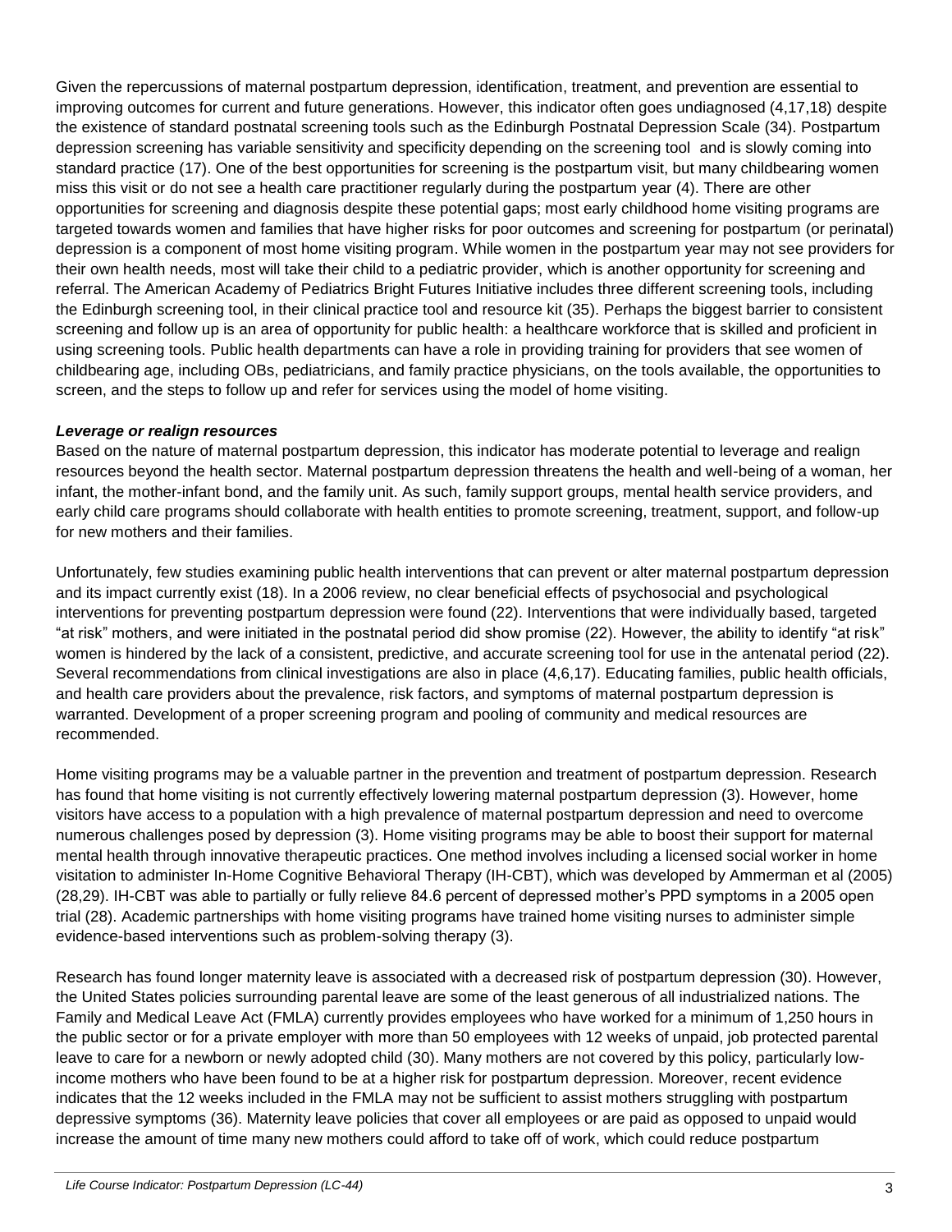Given the repercussions of maternal postpartum depression, identification, treatment, and prevention are essential to improving outcomes for current and future generations. However, this indicator often goes undiagnosed (4,17,18) despite the existence of standard postnatal screening tools such as the Edinburgh Postnatal Depression Scale (34). Postpartum depression screening has variable sensitivity and specificity depending on the screening tool and is slowly coming into standard practice (17). One of the best opportunities for screening is the postpartum visit, but many childbearing women miss this visit or do not see a health care practitioner regularly during the postpartum year (4). There are other opportunities for screening and diagnosis despite these potential gaps; most early childhood home visiting programs are targeted towards women and families that have higher risks for poor outcomes and screening for postpartum (or perinatal) depression is a component of most home visiting program. While women in the postpartum year may not see providers for their own health needs, most will take their child to a pediatric provider, which is another opportunity for screening and referral. The American Academy of Pediatrics Bright Futures Initiative includes three different screening tools, including the Edinburgh screening tool, in their clinical practice tool and resource kit (35). Perhaps the biggest barrier to consistent screening and follow up is an area of opportunity for public health: a healthcare workforce that is skilled and proficient in using screening tools. Public health departments can have a role in providing training for providers that see women of childbearing age, including OBs, pediatricians, and family practice physicians, on the tools available, the opportunities to screen, and the steps to follow up and refer for services using the model of home visiting.

***Leverage or realign resources***

Based on the nature of maternal postpartum depression, this indicator has moderate potential to leverage and realign resources beyond the health sector. Maternal postpartum depression threatens the health and well-being of a woman, her infant, the mother-infant bond, and the family unit. As such, family support groups, mental health service providers, and early child care programs should collaborate with health entities to promote screening, treatment, support, and follow-up for new mothers and their families.

Unfortunately, few studies examining public health interventions that can prevent or alter maternal postpartum depression and its impact currently exist (18). In a 2006 review, no clear beneficial effects of psychosocial and psychological interventions for preventing postpartum depression were found (22). Interventions that were individually based, targeted "at risk" mothers, and were initiated in the postnatal period did show promise (22). However, the ability to identify "at risk" women is hindered by the lack of a consistent, predictive, and accurate screening tool for use in the antenatal period (22). Several recommendations from clinical investigations are also in place (4,6,17). Educating families, public health officials, and health care providers about the prevalence, risk factors, and symptoms of maternal postpartum depression is warranted. Development of a proper screening program and pooling of community and medical resources are recommended.

Home visiting programs may be a valuable partner in the prevention and treatment of postpartum depression. Research has found that home visiting is not currently effectively lowering maternal postpartum depression (3). However, home visitors have access to a population with a high prevalence of maternal postpartum depression and need to overcome numerous challenges posed by depression (3). Home visiting programs may be able to boost their support for maternal mental health through innovative therapeutic practices. One method involves including a licensed social worker in home visitation to administer In-Home Cognitive Behavioral Therapy (IH-CBT), which was developed by Ammerman et al (2005) (28,29). IH-CBT was able to partially or fully relieve 84.6 percent of depressed mother's PPD symptoms in a 2005 open trial (28). Academic partnerships with home visiting programs have trained home visiting nurses to administer simple evidence-based interventions such as problem-solving therapy (3).

Research has found longer maternity leave is associated with a decreased risk of postpartum depression (30). However, the United States policies surrounding parental leave are some of the least generous of all industrialized nations. The Family and Medical Leave Act (FMLA) currently provides employees who have worked for a minimum of 1,250 hours in the public sector or for a private employer with more than 50 employees with 12 weeks of unpaid, job protected parental leave to care for a newborn or newly adopted child (30). Many mothers are not covered by this policy, particularly low-income mothers who have been found to be at a higher risk for postpartum depression. Moreover, recent evidence indicates that the 12 weeks included in the FMLA may not be sufficient to assist mothers struggling with postpartum depressive symptoms (36). Maternity leave policies that cover all employees or are paid as opposed to unpaid would increase the amount of time many new mothers could afford to take off of work, which could reduce postpartum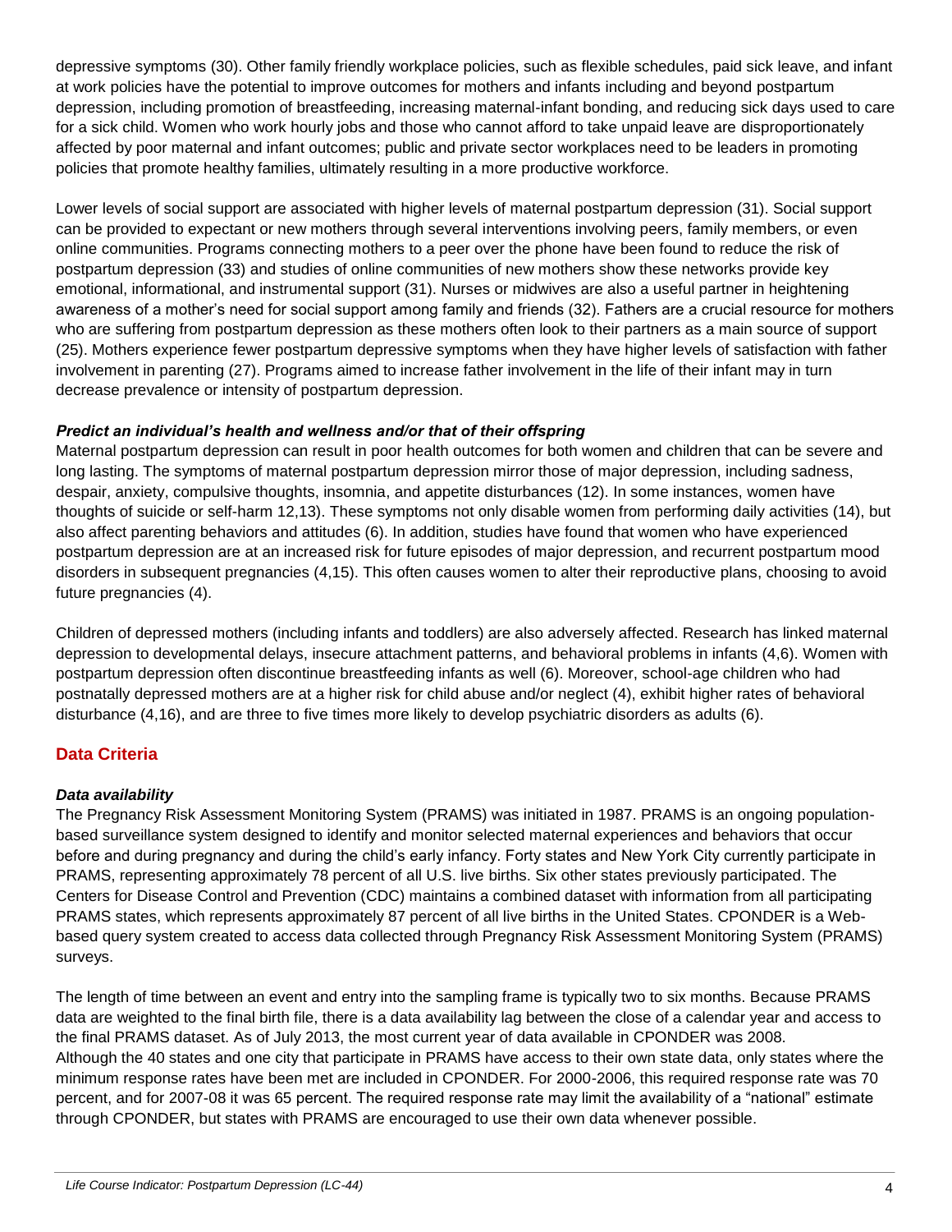depressive symptoms (30). Other family friendly workplace policies, such as flexible schedules, paid sick leave, and infant at work policies have the potential to improve outcomes for mothers and infants including and beyond postpartum depression, including promotion of breastfeeding, increasing maternal-infant bonding, and reducing sick days used to care for a sick child. Women who work hourly jobs and those who cannot afford to take unpaid leave are disproportionately affected by poor maternal and infant outcomes; public and private sector workplaces need to be leaders in promoting policies that promote healthy families, ultimately resulting in a more productive workforce.

Lower levels of social support are associated with higher levels of maternal postpartum depression (31). Social support can be provided to expectant or new mothers through several interventions involving peers, family members, or even online communities. Programs connecting mothers to a peer over the phone have been found to reduce the risk of postpartum depression (33) and studies of online communities of new mothers show these networks provide key emotional, informational, and instrumental support (31). Nurses or midwives are also a useful partner in heightening awareness of a mother's need for social support among family and friends (32). Fathers are a crucial resource for mothers who are suffering from postpartum depression as these mothers often look to their partners as a main source of support (25). Mothers experience fewer postpartum depressive symptoms when they have higher levels of satisfaction with father involvement in parenting (27). Programs aimed to increase father involvement in the life of their infant may in turn decrease prevalence or intensity of postpartum depression.

### *Predict an individual's health and wellness and/or that of their offspring*

Maternal postpartum depression can result in poor health outcomes for both women and children that can be severe and long lasting. The symptoms of maternal postpartum depression mirror those of major depression, including sadness, despair, anxiety, compulsive thoughts, insomnia, and appetite disturbances (12). In some instances, women have thoughts of suicide or self-harm 12,13). These symptoms not only disable women from performing daily activities (14), but also affect parenting behaviors and attitudes (6). In addition, studies have found that women who have experienced postpartum depression are at an increased risk for future episodes of major depression, and recurrent postpartum mood disorders in subsequent pregnancies (4,15). This often causes women to alter their reproductive plans, choosing to avoid future pregnancies (4).

Children of depressed mothers (including infants and toddlers) are also adversely affected. Research has linked maternal depression to developmental delays, insecure attachment patterns, and behavioral problems in infants (4,6). Women with postpartum depression often discontinue breastfeeding infants as well (6). Moreover, school-age children who had postnatally depressed mothers are at a higher risk for child abuse and/or neglect (4), exhibit higher rates of behavioral disturbance (4,16), and are three to five times more likely to develop psychiatric disorders as adults (6).

## Data Criteria

### *Data availability*

The Pregnancy Risk Assessment Monitoring System (PRAMS) was initiated in 1987. PRAMS is an ongoing population-based surveillance system designed to identify and monitor selected maternal experiences and behaviors that occur before and during pregnancy and during the child's early infancy. Forty states and New York City currently participate in PRAMS, representing approximately 78 percent of all U.S. live births. Six other states previously participated. The Centers for Disease Control and Prevention (CDC) maintains a combined dataset with information from all participating PRAMS states, which represents approximately 87 percent of all live births in the United States. CPONDER is a Web-based query system created to access data collected through Pregnancy Risk Assessment Monitoring System (PRAMS) surveys.

The length of time between an event and entry into the sampling frame is typically two to six months. Because PRAMS data are weighted to the final birth file, there is a data availability lag between the close of a calendar year and access to the final PRAMS dataset. As of July 2013, the most current year of data available in CPONDER was 2008.
Although the 40 states and one city that participate in PRAMS have access to their own state data, only states where the minimum response rates have been met are included in CPONDER. For 2000-2006, this required response rate was 70 percent, and for 2007-08 it was 65 percent. The required response rate may limit the availability of a "national" estimate through CPONDER, but states with PRAMS are encouraged to use their own data whenever possible.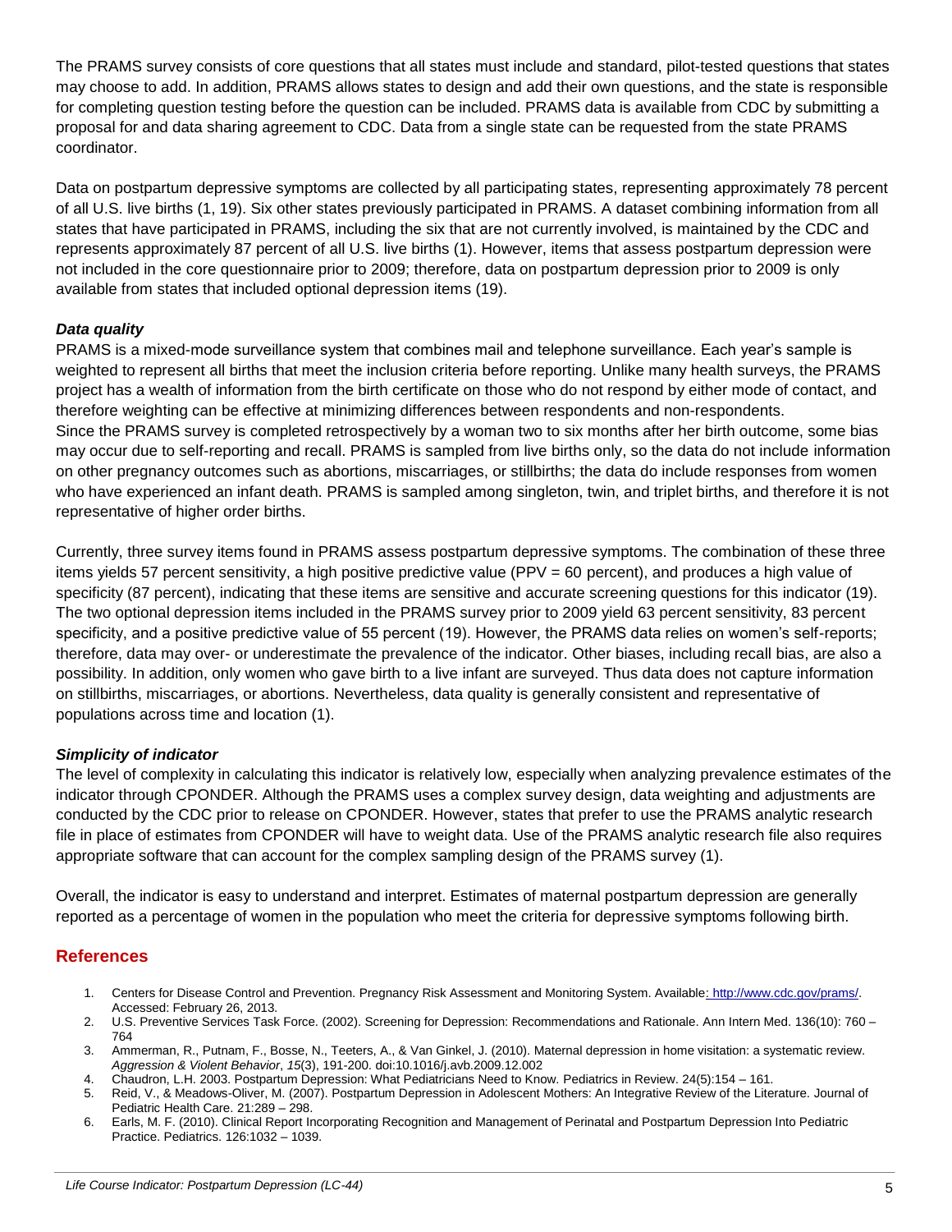The PRAMS survey consists of core questions that all states must include and standard, pilot-tested questions that states may choose to add. In addition, PRAMS allows states to design and add their own questions, and the state is responsible for completing question testing before the question can be included. PRAMS data is available from CDC by submitting a proposal for and data sharing agreement to CDC. Data from a single state can be requested from the state PRAMS coordinator.

Data on postpartum depressive symptoms are collected by all participating states, representing approximately 78 percent of all U.S. live births (1, 19). Six other states previously participated in PRAMS. A dataset combining information from all states that have participated in PRAMS, including the six that are not currently involved, is maintained by the CDC and represents approximately 87 percent of all U.S. live births (1). However, items that assess postpartum depression were not included in the core questionnaire prior to 2009; therefore, data on postpartum depression prior to 2009 is only available from states that included optional depression items (19).

### *Data quality*

PRAMS is a mixed-mode surveillance system that combines mail and telephone surveillance. Each year's sample is weighted to represent all births that meet the inclusion criteria before reporting. Unlike many health surveys, the PRAMS project has a wealth of information from the birth certificate on those who do not respond by either mode of contact, and therefore weighting can be effective at minimizing differences between respondents and non-respondents.
Since the PRAMS survey is completed retrospectively by a woman two to six months after her birth outcome, some bias may occur due to self-reporting and recall. PRAMS is sampled from live births only, so the data do not include information on other pregnancy outcomes such as abortions, miscarriages, or stillbirths; the data do include responses from women who have experienced an infant death. PRAMS is sampled among singleton, twin, and triplet births, and therefore it is not representative of higher order births.

Currently, three survey items found in PRAMS assess postpartum depressive symptoms. The combination of these three items yields 57 percent sensitivity, a high positive predictive value (PPV = 60 percent), and produces a high value of specificity (87 percent), indicating that these items are sensitive and accurate screening questions for this indicator (19). The two optional depression items included in the PRAMS survey prior to 2009 yield 63 percent sensitivity, 83 percent specificity, and a positive predictive value of 55 percent (19). However, the PRAMS data relies on women's self-reports; therefore, data may over- or underestimate the prevalence of the indicator. Other biases, including recall bias, are also a possibility. In addition, only women who gave birth to a live infant are surveyed. Thus data does not capture information on stillbirths, miscarriages, or abortions. Nevertheless, data quality is generally consistent and representative of populations across time and location (1).

### *Simplicity of indicator*

The level of complexity in calculating this indicator is relatively low, especially when analyzing prevalence estimates of the indicator through CPONDER. Although the PRAMS uses a complex survey design, data weighting and adjustments are conducted by the CDC prior to release on CPONDER. However, states that prefer to use the PRAMS analytic research file in place of estimates from CPONDER will have to weight data. Use of the PRAMS analytic research file also requires appropriate software that can account for the complex sampling design of the PRAMS survey (1).

Overall, the indicator is easy to understand and interpret. Estimates of maternal postpartum depression are generally reported as a percentage of women in the population who meet the criteria for depressive symptoms following birth.

## References

1. Centers for Disease Control and Prevention. Pregnancy Risk Assessment and Monitoring System. Available: http://www.cdc.gov/prams/. Accessed: February 26, 2013.
2. U.S. Preventive Services Task Force. (2002). Screening for Depression: Recommendations and Rationale. Ann Intern Med. 136(10): 760 – 764
3. Ammerman, R., Putnam, F., Bosse, N., Teeters, A., & Van Ginkel, J. (2010). Maternal depression in home visitation: a systematic review. *Aggression & Violent Behavior*, *15*(3), 191-200. doi:10.1016/j.avb.2009.12.002
4. Chaudron, L.H. 2003. Postpartum Depression: What Pediatricians Need to Know. Pediatrics in Review. 24(5):154 – 161.
5. Reid, V., & Meadows-Oliver, M. (2007). Postpartum Depression in Adolescent Mothers: An Integrative Review of the Literature. Journal of Pediatric Health Care. 21:289 – 298.
6. Earls, M. F. (2010). Clinical Report Incorporating Recognition and Management of Perinatal and Postpartum Depression Into Pediatric Practice. Pediatrics. 126:1032 – 1039.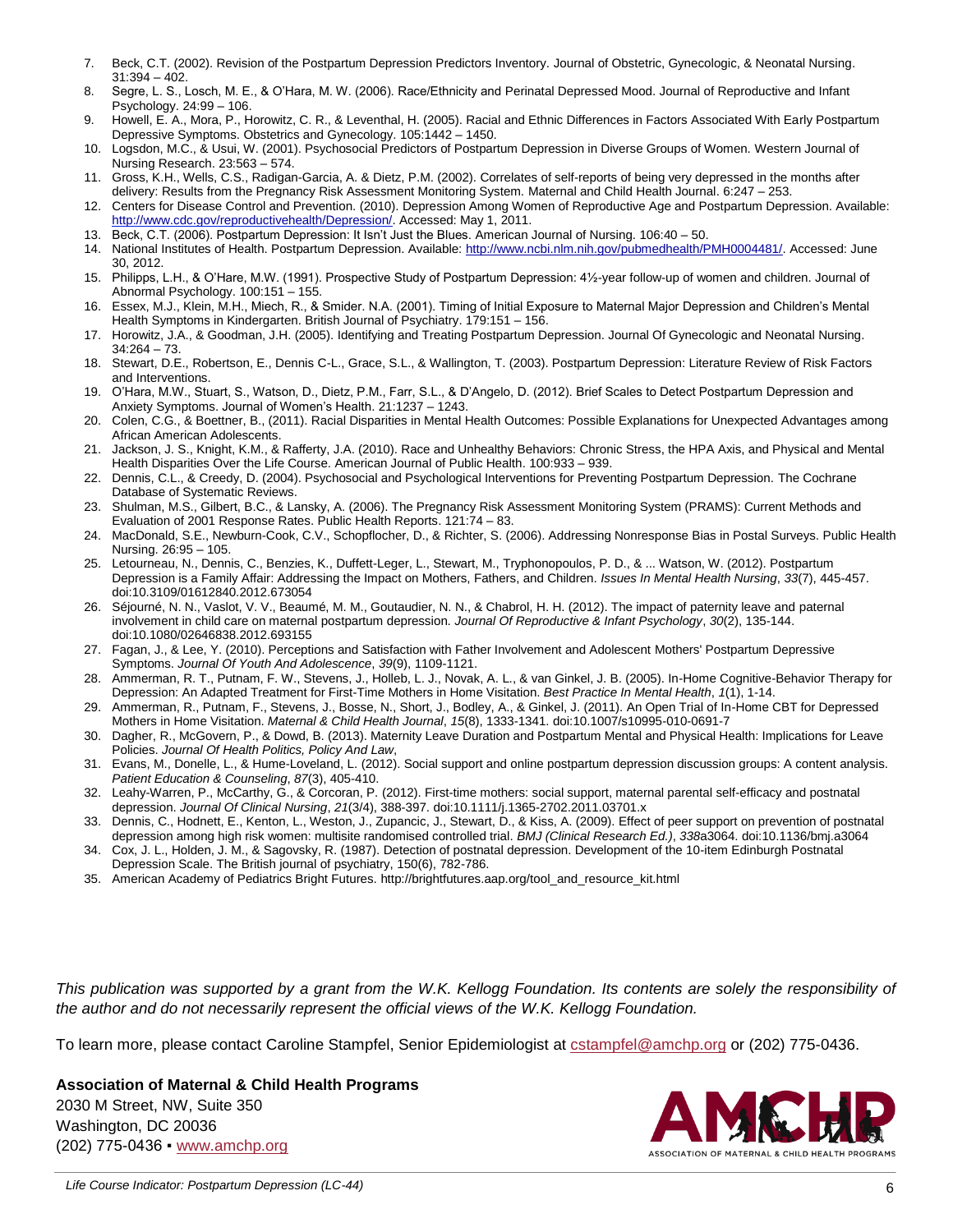7. Beck, C.T. (2002). Revision of the Postpartum Depression Predictors Inventory. Journal of Obstetric, Gynecologic, & Neonatal Nursing. 31:394 – 402.
8. Segre, L. S., Losch, M. E., & O'Hara, M. W. (2006). Race/Ethnicity and Perinatal Depressed Mood. Journal of Reproductive and Infant Psychology. 24:99 – 106.
9. Howell, E. A., Mora, P., Horowitz, C. R., & Leventhal, H. (2005). Racial and Ethnic Differences in Factors Associated With Early Postpartum Depressive Symptoms. Obstetrics and Gynecology. 105:1442 – 1450.
10. Logsdon, M.C., & Usui, W. (2001). Psychosocial Predictors of Postpartum Depression in Diverse Groups of Women. Western Journal of Nursing Research. 23:563 – 574.
11. Gross, K.H., Wells, C.S., Radigan-Garcia, A. & Dietz, P.M. (2002). Correlates of self-reports of being very depressed in the months after delivery: Results from the Pregnancy Risk Assessment Monitoring System. Maternal and Child Health Journal. 6:247 – 253.
12. Centers for Disease Control and Prevention. (2010). Depression Among Women of Reproductive Age and Postpartum Depression. Available: [http://www.cdc.gov/reproductivehealth/Depression/](http://www.cdc.gov/reproductivehealth/Depression/). Accessed: May 1, 2011.
13. Beck, C.T. (2006). Postpartum Depression: It Isn't Just the Blues. American Journal of Nursing. 106:40 – 50.
14. National Institutes of Health. Postpartum Depression. Available: [http://www.ncbi.nlm.nih.gov/pubmedhealth/PMH0004481/](http://www.ncbi.nlm.nih.gov/pubmedhealth/PMH0004481/). Accessed: June 30, 2012.
15. Philipps, L.H., & O'Hare, M.W. (1991). Prospective Study of Postpartum Depression: 4½-year follow-up of women and children. Journal of Abnormal Psychology. 100:151 – 155.
16. Essex, M.J., Klein, M.H., Miech, R., & Smider. N.A. (2001). Timing of Initial Exposure to Maternal Major Depression and Children's Mental Health Symptoms in Kindergarten. British Journal of Psychiatry. 179:151 – 156.
17. Horowitz, J.A., & Goodman, J.H. (2005). Identifying and Treating Postpartum Depression. Journal Of Gynecologic and Neonatal Nursing. 34:264 – 73.
18. Stewart, D.E., Robertson, E., Dennis C-L., Grace, S.L., & Wallington, T. (2003). Postpartum Depression: Literature Review of Risk Factors and Interventions.
19. O'Hara, M.W., Stuart, S., Watson, D., Dietz, P.M., Farr, S.L., & D'Angelo, D. (2012). Brief Scales to Detect Postpartum Depression and Anxiety Symptoms. Journal of Women's Health. 21:1237 – 1243.
20. Colen, C.G., & Boettner, B., (2011). Racial Disparities in Mental Health Outcomes: Possible Explanations for Unexpected Advantages among African American Adolescents.
21. Jackson, J. S., Knight, K.M., & Rafferty, J.A. (2010). Race and Unhealthy Behaviors: Chronic Stress, the HPA Axis, and Physical and Mental Health Disparities Over the Life Course. American Journal of Public Health. 100:933 – 939.
22. Dennis, C.L., & Creedy, D. (2004). Psychosocial and Psychological Interventions for Preventing Postpartum Depression. The Cochrane Database of Systematic Reviews.
23. Shulman, M.S., Gilbert, B.C., & Lansky, A. (2006). The Pregnancy Risk Assessment Monitoring System (PRAMS): Current Methods and Evaluation of 2001 Response Rates. Public Health Reports. 121:74 – 83.
24. MacDonald, S.E., Newburn-Cook, C.V., Schopflocher, D., & Richter, S. (2006). Addressing Nonresponse Bias in Postal Surveys. Public Health Nursing. 26:95 – 105.
25. Letourneau, N., Dennis, C., Benzies, K., Duffett-Leger, L., Stewart, M., Tryphonopoulos, P. D., & ... Watson, W. (2012). Postpartum Depression is a Family Affair: Addressing the Impact on Mothers, Fathers, and Children. *Issues In Mental Health Nursing*, *33*(7), 445-457. doi:10.3109/01612840.2012.673054
26. Séjourné, N. N., Vaslot, V. V., Beaumé, M. M., Goutaudier, N. N., & Chabrol, H. H. (2012). The impact of paternity leave and paternal involvement in child care on maternal postpartum depression. *Journal Of Reproductive & Infant Psychology*, *30*(2), 135-144. doi:10.1080/02646838.2012.693155
27. Fagan, J., & Lee, Y. (2010). Perceptions and Satisfaction with Father Involvement and Adolescent Mothers' Postpartum Depressive Symptoms. *Journal Of Youth And Adolescence*, *39*(9), 1109-1121.
28. Ammerman, R. T., Putnam, F. W., Stevens, J., Holleb, L. J., Novak, A. L., & van Ginkel, J. B. (2005). In-Home Cognitive-Behavior Therapy for Depression: An Adapted Treatment for First-Time Mothers in Home Visitation. *Best Practice In Mental Health*, *1*(1), 1-14.
29. Ammerman, R., Putnam, F., Stevens, J., Bosse, N., Short, J., Bodley, A., & Ginkel, J. (2011). An Open Trial of In-Home CBT for Depressed Mothers in Home Visitation. *Maternal & Child Health Journal*, *15*(8), 1333-1341. doi:10.1007/s10995-010-0691-7
30. Dagher, R., McGovern, P., & Dowd, B. (2013). Maternity Leave Duration and Postpartum Mental and Physical Health: Implications for Leave Policies. *Journal Of Health Politics, Policy And Law*,
31. Evans, M., Donelle, L., & Hume-Loveland, L. (2012). Social support and online postpartum depression discussion groups: A content analysis. *Patient Education & Counseling*, *87*(3), 405-410.
32. Leahy-Warren, P., McCarthy, G., & Corcoran, P. (2012). First-time mothers: social support, maternal parental self-efficacy and postnatal depression. *Journal Of Clinical Nursing*, *21*(3/4), 388-397. doi:10.1111/j.1365-2702.2011.03701.x
33. Dennis, C., Hodnett, E., Kenton, L., Weston, J., Zupancic, J., Stewart, D., & Kiss, A. (2009). Effect of peer support on prevention of postnatal depression among high risk women: multisite randomised controlled trial. *BMJ (Clinical Research Ed.)*, *338*a3064. doi:10.1136/bmj.a3064
34. Cox, J. L., Holden, J. M., & Sagovsky, R. (1987). Detection of postnatal depression. Development of the 10-item Edinburgh Postnatal Depression Scale. The British journal of psychiatry, 150(6), 782-786.
35. American Academy of Pediatrics Bright Futures. http://brightfutures.aap.org/tool_and_resource_kit.html

*This publication was supported by a grant from the W.K. Kellogg Foundation. Its contents are solely the responsibility of the author and do not necessarily represent the official views of the W.K. Kellogg Foundation.*

To learn more, please contact Caroline Stampfel, Senior Epidemiologist at [cstampfel@amchp.org](mailto:cstampfel@amchp.org) or (202) 775-0436.

**Association of Maternal & Child Health Programs**
2030 M Street, NW, Suite 350
Washington, DC 20036
(202) 775-0436 ▪ [www.amchp.org](http://www.amchp.org)

AMCHP
ASSOCIATION OF MATERNAL & CHILD HEALTH PROGRAMS